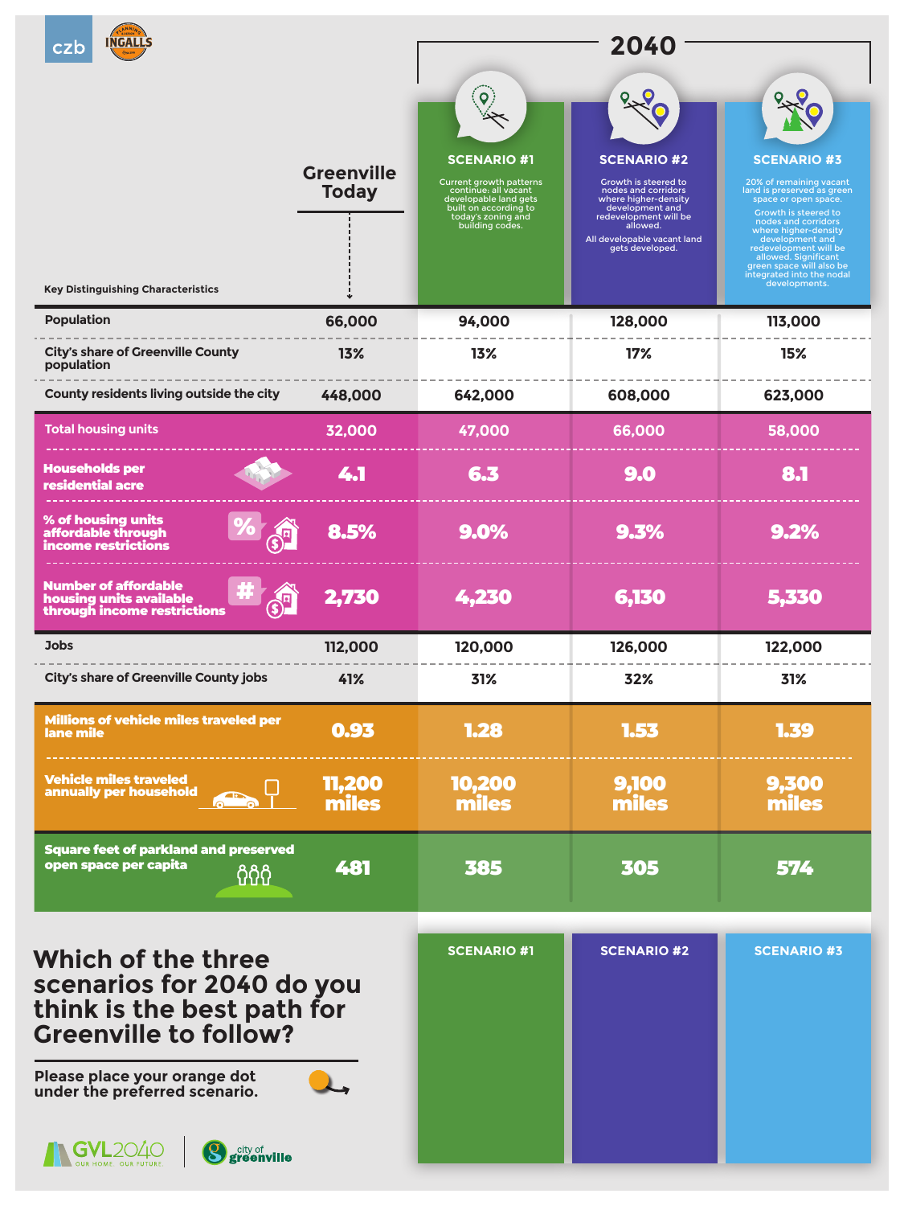# 2040

| Key Distinguishing Characteristics | Greenville Today | SCENARIO #1 | SCENARIO #2 | SCENARIO #3 |
|---|---|---|---|---|
| | | Current growth patterns continue: all vacant developable land gets built on according to today's zoning and building codes. | Growth is steered to nodes and corridors where higher-density development and redevelopment will be allowed. All developable vacant land gets developed. | 20% of remaining vacant land is preserved as green space or open space. Growth is steered to nodes and corridors where higher-density development and redevelopment will be allowed. Significant green space will also be integrated into the nodal developments. |
| Population | 66,000 | 94,000 | 128,000 | 113,000 |
| City's share of Greenville County population | 13% | 13% | 17% | 15% |
| County residents living outside the city | 448,000 | 642,000 | 608,000 | 623,000 |
| Total housing units | 32,000 | 47,000 | 66,000 | 58,000 |
| Households per residential acre | 4.1 | 6.3 | 9.0 | 8.1 |
| % of housing units affordable through income restrictions | 8.5% | 9.0% | 9.3% | 9.2% |
| Number of affordable housing units available through income restrictions | 2,730 | 4,230 | 6,130 | 5,330 |
| Jobs | 112,000 | 120,000 | 126,000 | 122,000 |
| City's share of Greenville County jobs | 41% | 31% | 32% | 31% |
| Millions of vehicle miles traveled per lane mile | 0.93 | 1.28 | 1.53 | 1.39 |
| Vehicle miles traveled annually per household | 11,200 miles | 10,200 miles | 9,100 miles | 9,300 miles |
| Square feet of parkland and preserved open space per capita | 481 | 385 | 305 | 574 |

## Which of the three scenarios for 2040 do you think is the best path for Greenville to follow?

Please place your orange dot under the preferred scenario.

| SCENARIO #1 | SCENARIO #2 | SCENARIO #3 |
|---|---|---|
| | | |

GVL2040 OUR HOME. OUR FUTURE.

city of greenville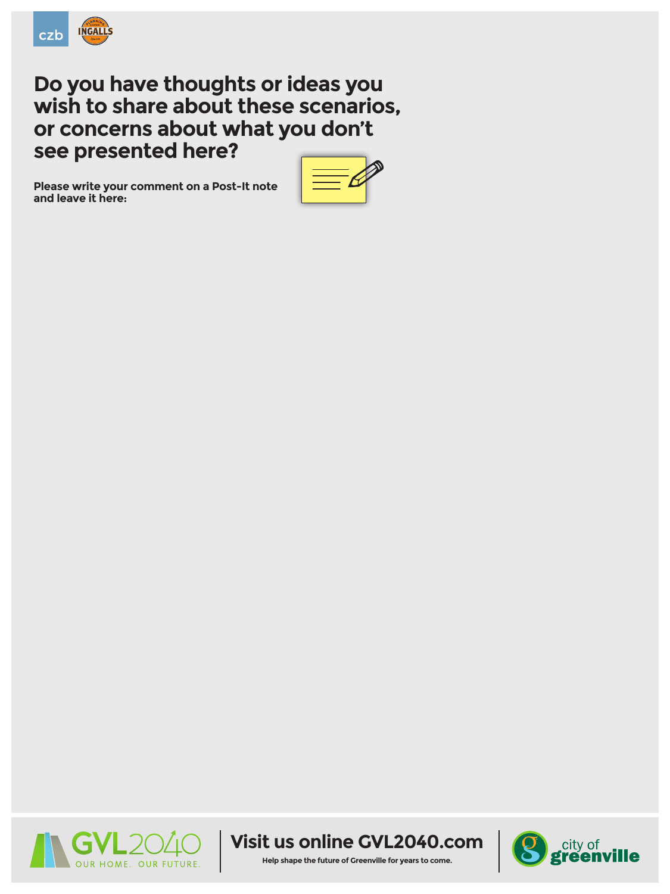czb

INGALLS

# Do you have thoughts or ideas you wish to share about these scenarios, or concerns about what you don't see presented here?

**Please write your comment on a Post-It note and leave it here:**

GVL2040

OUR HOME. OUR FUTURE.

**Visit us online GVL2040.com**

**Help shape the future of Greenville for years to come.**

city of greenville